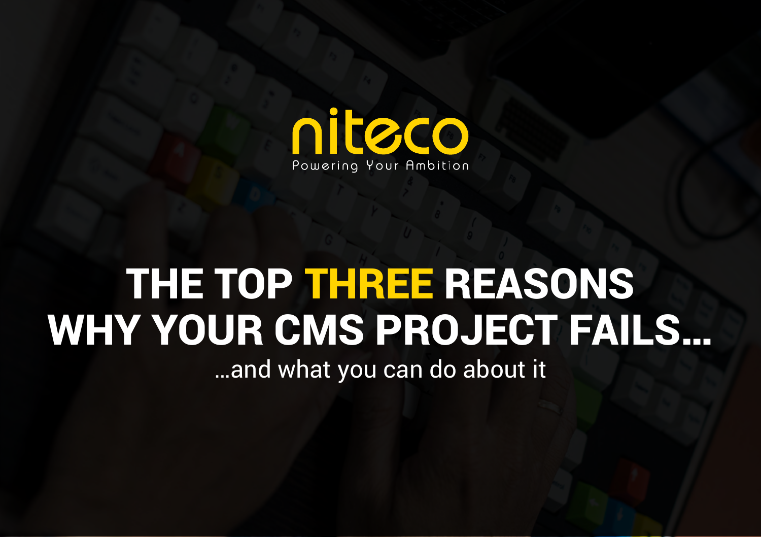niteco

Powering Your Ambition

# THE TOP THREE REASONS WHY YOUR CMS PROJECT FAILS…

…and what you can do about it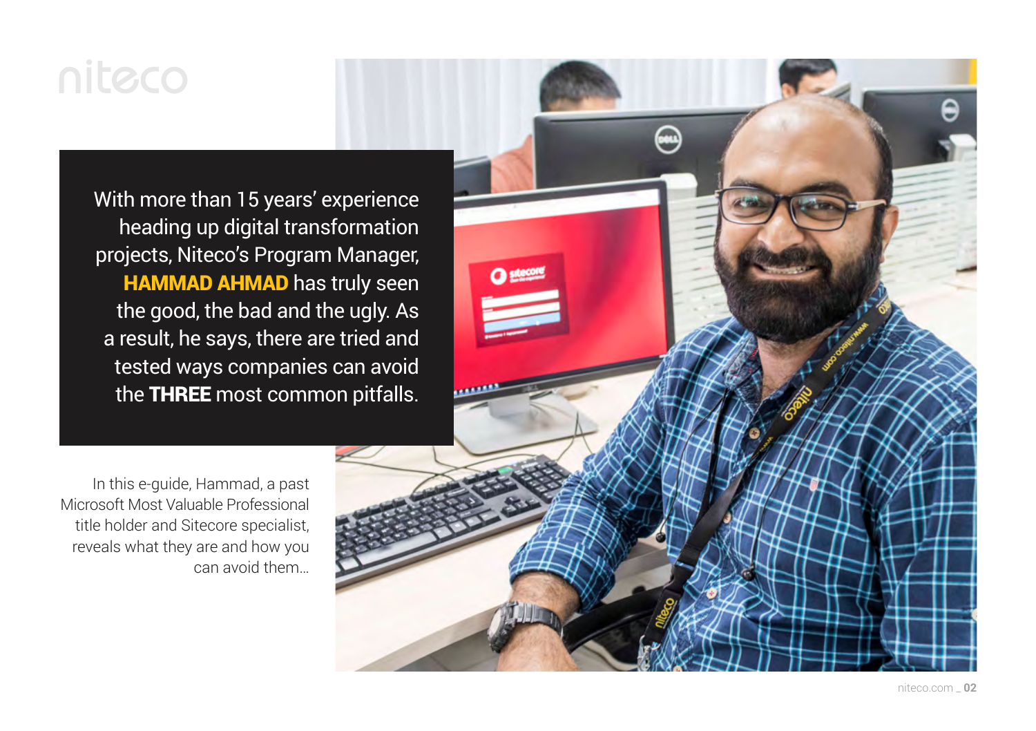niteco

With more than 15 years' experience heading up digital transformation projects, Niteco's Program Manager, **HAMMAD AHMAD** has truly seen the good, the bad and the ugly. As a result, he says, there are tried and tested ways companies can avoid the **THREE** most common pitfalls.

In this e-guide, Hammad, a past Microsoft Most Valuable Professional title holder and Sitecore specialist, reveals what they are and how you can avoid them...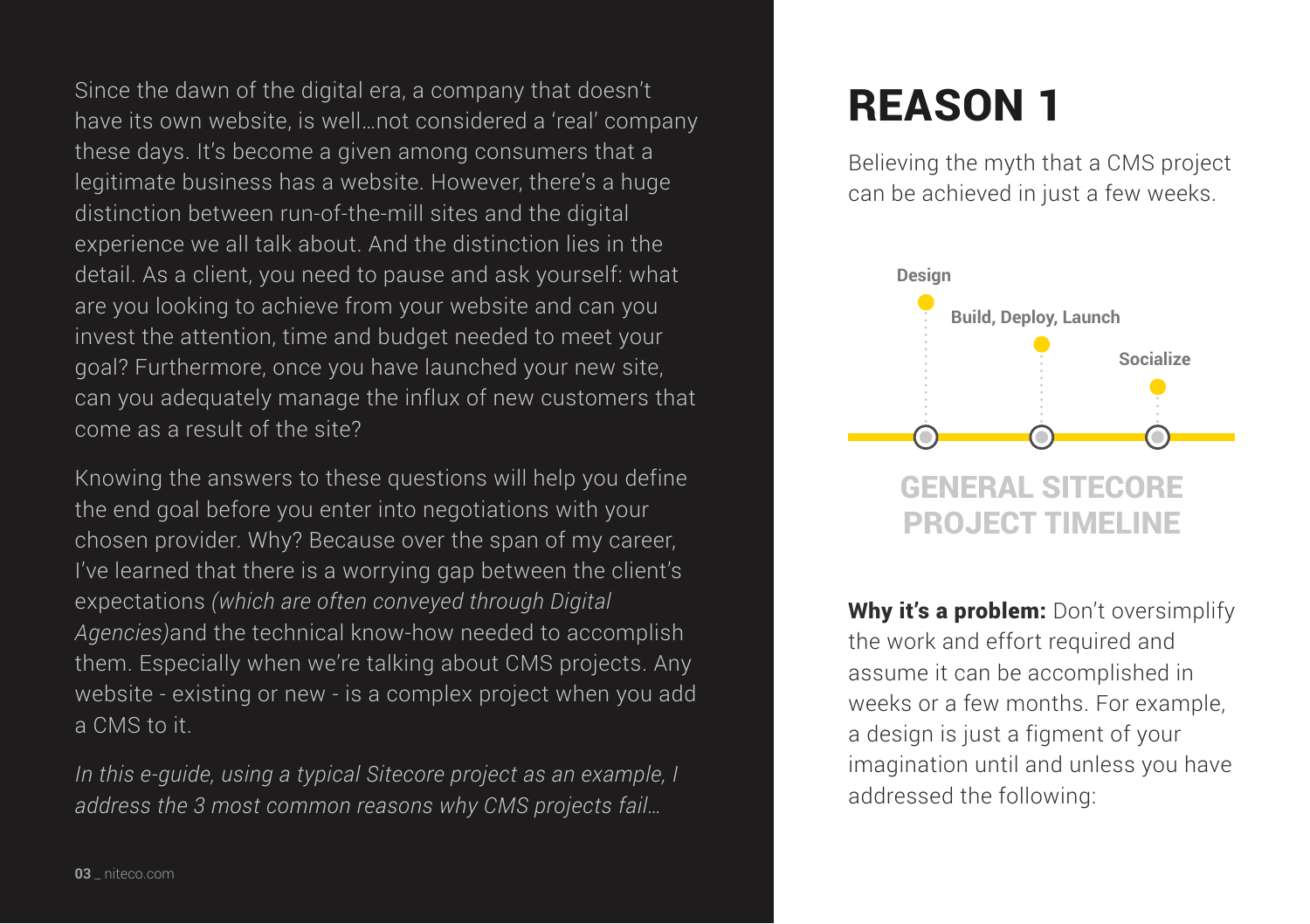Since the dawn of the digital era, a company that doesn't have its own website, is well…not considered a 'real' company these days. It's become a given among consumers that a legitimate business has a website. However, there's a huge distinction between run-of-the-mill sites and the digital experience we all talk about. And the distinction lies in the detail. As a client, you need to pause and ask yourself: what are you looking to achieve from your website and can you invest the attention, time and budget needed to meet your goal? Furthermore, once you have launched your new site, can you adequately manage the influx of new customers that come as a result of the site?

Knowing the answers to these questions will help you define the end goal before you enter into negotiations with your chosen provider. Why? Because over the span of my career, I've learned that there is a worrying gap between the client's expectations *(which are often conveyed through Digital Agencies)*and the technical know-how needed to accomplish them. Especially when we're talking about CMS projects. Any website - existing or new - is a complex project when you add a CMS to it.

*In this e-guide, using a typical Sitecore project as an example, I address the 3 most common reasons why CMS projects fail…*

# REASON 1

Believing the myth that a CMS project can be achieved in just a few weeks.

Design

Build, Deploy, Launch

Socialize

GENERAL SITECORE PROJECT TIMELINE

**Why it's a problem:** Don't oversimplify the work and effort required and assume it can be accomplished in weeks or a few months. For example, a design is just a figment of your imagination until and unless you have addressed the following: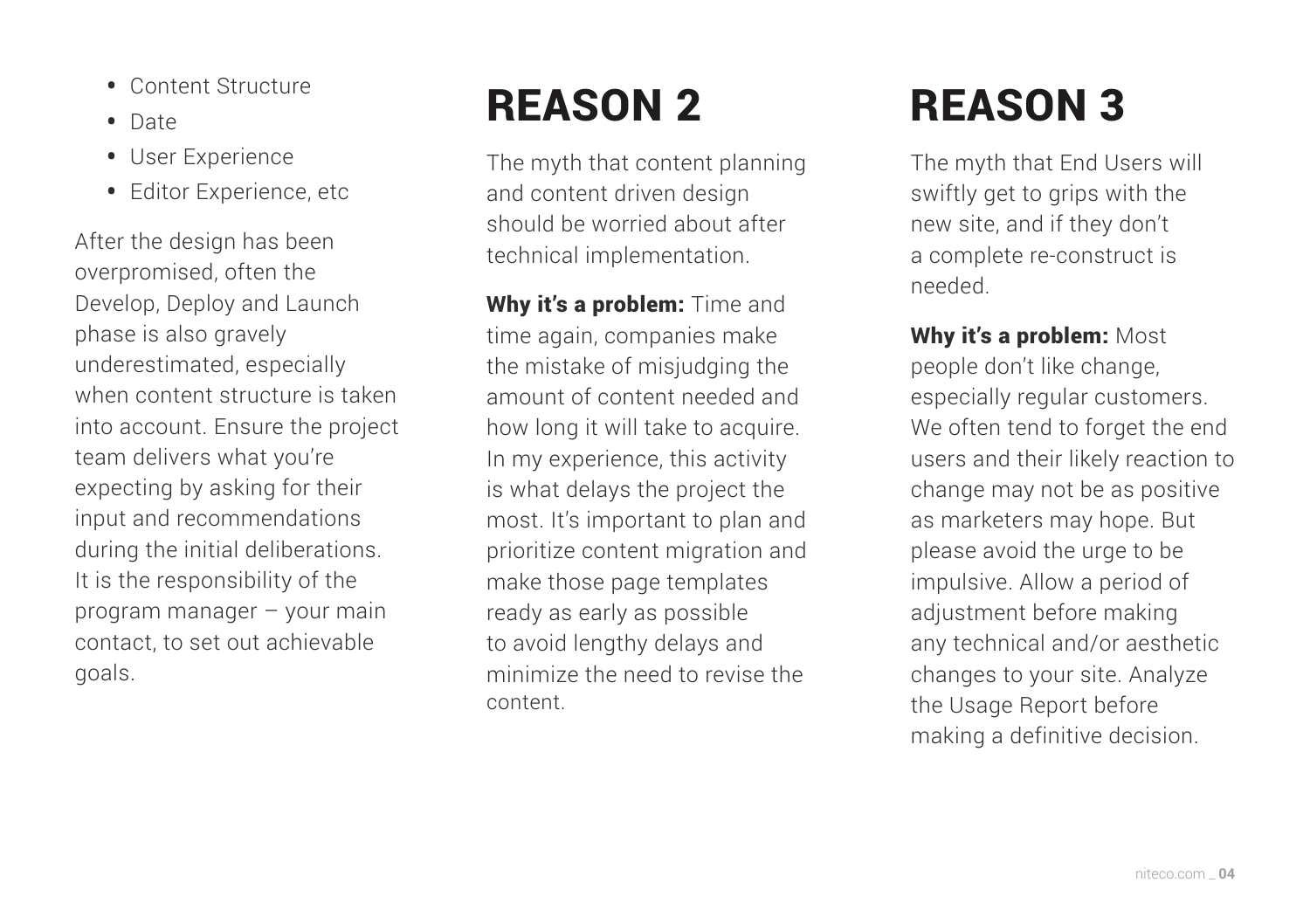- Content Structure
- Date
- User Experience
- Editor Experience, etc

After the design has been overpromised, often the Develop, Deploy and Launch phase is also gravely underestimated, especially when content structure is taken into account. Ensure the project team delivers what you're expecting by asking for their input and recommendations during the initial deliberations. It is the responsibility of the program manager – your main contact, to set out achievable goals.

# REASON 2

The myth that content planning and content driven design should be worried about after technical implementation.

**Why it's a problem:** Time and time again, companies make the mistake of misjudging the amount of content needed and how long it will take to acquire. In my experience, this activity is what delays the project the most. It's important to plan and prioritize content migration and make those page templates ready as early as possible to avoid lengthy delays and minimize the need to revise the content.

# REASON 3

The myth that End Users will swiftly get to grips with the new site, and if they don't a complete re-construct is needed.

**Why it's a problem:** Most people don't like change, especially regular customers. We often tend to forget the end users and their likely reaction to change may not be as positive as marketers may hope. But please avoid the urge to be impulsive. Allow a period of adjustment before making any technical and/or aesthetic changes to your site. Analyze the Usage Report before making a definitive decision.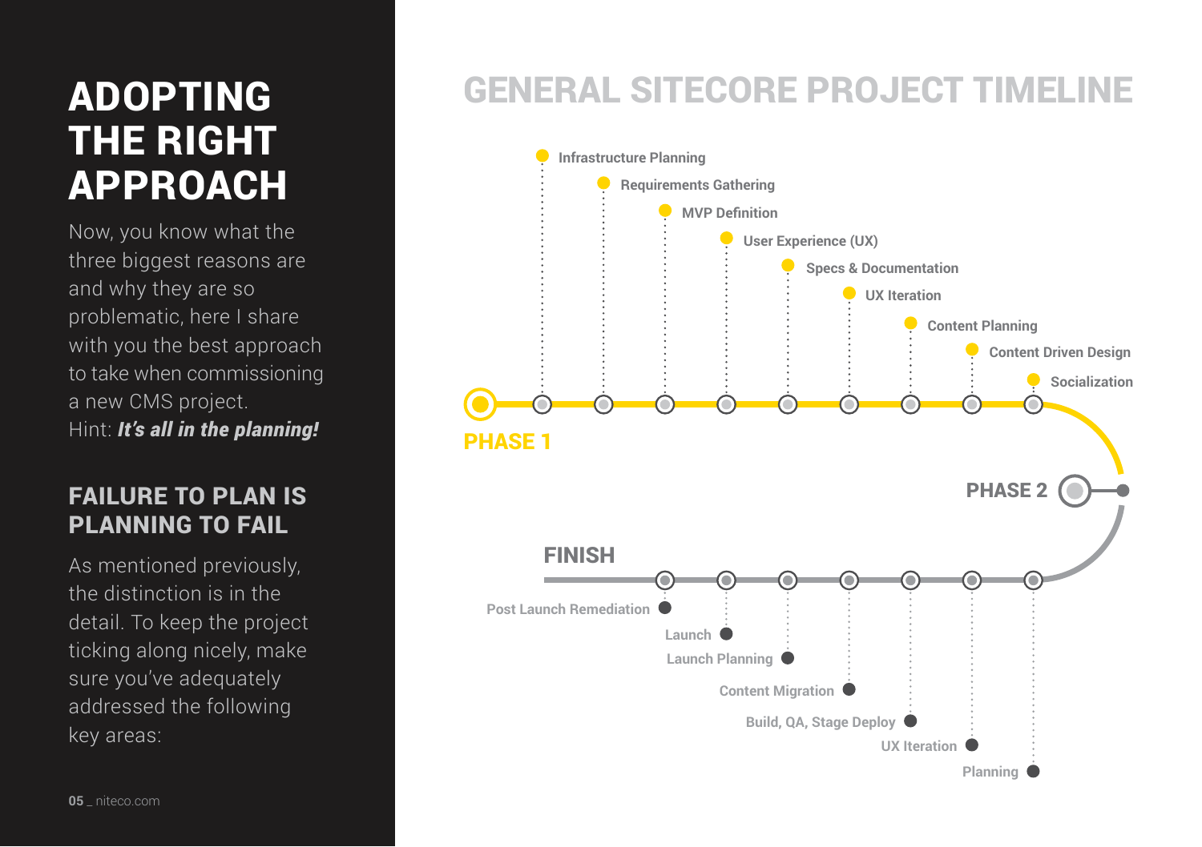# ADOPTING THE RIGHT APPROACH

Now, you know what the three biggest reasons are and why they are so problematic, here I share with you the best approach to take when commissioning a new CMS project. Hint: ***It's all in the planning!***

## FAILURE TO PLAN IS PLANNING TO FAIL

As mentioned previously, the distinction is in the detail. To keep the project ticking along nicely, make sure you've adequately addressed the following key areas:

# GENERAL SITECORE PROJECT TIMELINE

Infrastructure Planning
Requirements Gathering
MVP Definition
User Experience (UX)
Specs & Documentation
UX Iteration
Content Planning
Content Driven Design
Socialization

PHASE 1

PHASE 2

FINISH

Post Launch Remediation
Launch
Launch Planning
Content Migration
Build, QA, Stage Deploy
UX Iteration
Planning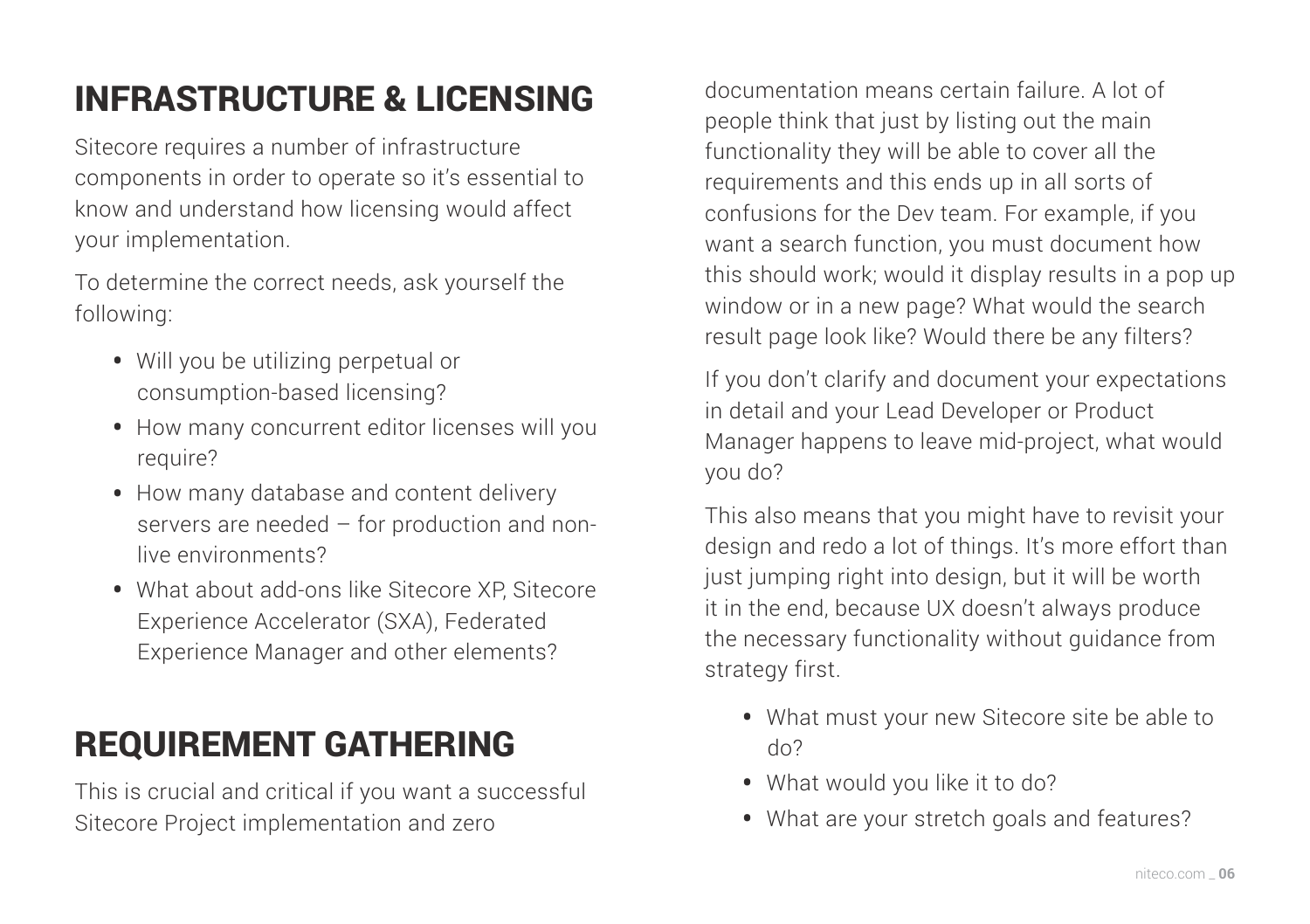## INFRASTRUCTURE & LICENSING

Sitecore requires a number of infrastructure components in order to operate so it's essential to know and understand how licensing would affect your implementation.

To determine the correct needs, ask yourself the following:

- Will you be utilizing perpetual or consumption-based licensing?
- How many concurrent editor licenses will you require?
- How many database and content delivery servers are needed – for production and non-live environments?
- What about add-ons like Sitecore XP, Sitecore Experience Accelerator (SXA), Federated Experience Manager and other elements?

## REQUIREMENT GATHERING

This is crucial and critical if you want a successful Sitecore Project implementation and zero documentation means certain failure. A lot of people think that just by listing out the main functionality they will be able to cover all the requirements and this ends up in all sorts of confusions for the Dev team. For example, if you want a search function, you must document how this should work; would it display results in a pop up window or in a new page? What would the search result page look like? Would there be any filters?

If you don't clarify and document your expectations in detail and your Lead Developer or Product Manager happens to leave mid-project, what would you do?

This also means that you might have to revisit your design and redo a lot of things. It's more effort than just jumping right into design, but it will be worth it in the end, because UX doesn't always produce the necessary functionality without guidance from strategy first.

- What must your new Sitecore site be able to do?
- What would you like it to do?
- What are your stretch goals and features?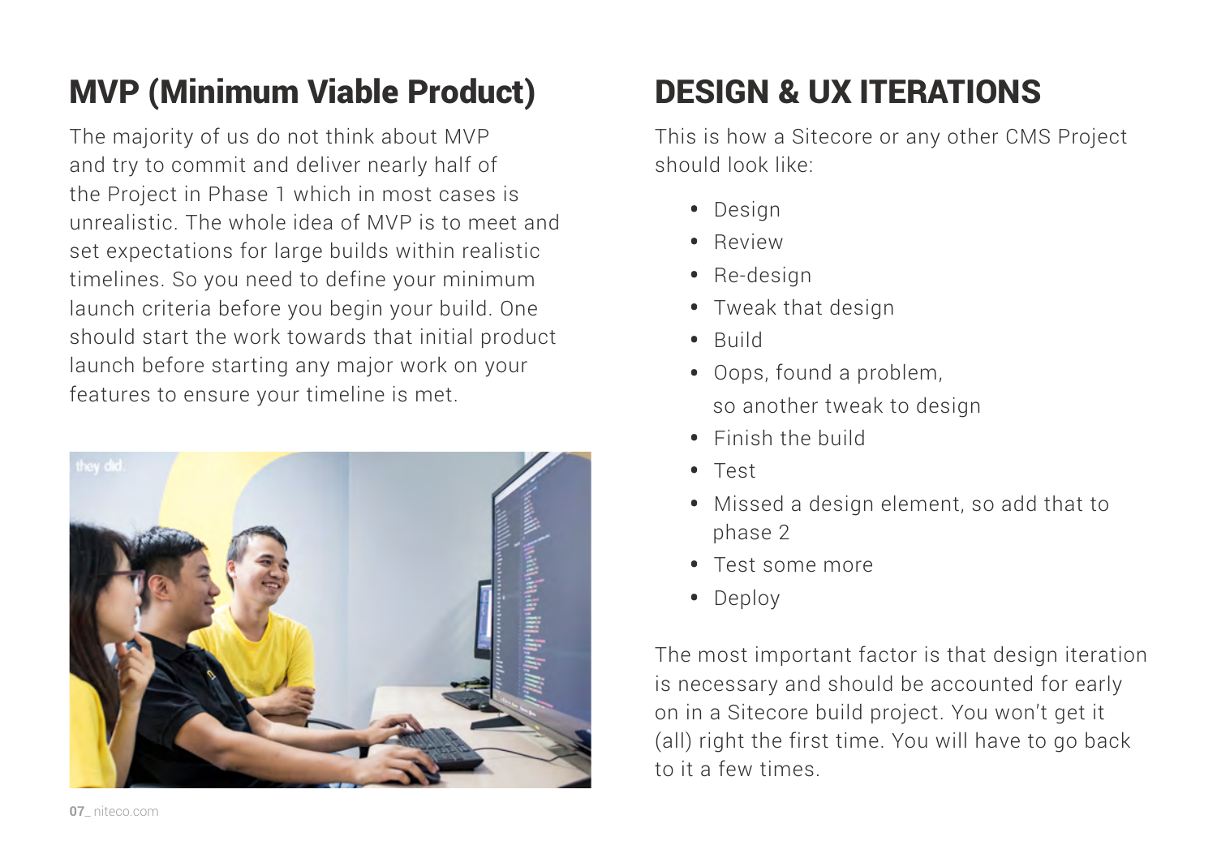## MVP (Minimum Viable Product)

The majority of us do not think about MVP and try to commit and deliver nearly half of the Project in Phase 1 which in most cases is unrealistic. The whole idea of MVP is to meet and set expectations for large builds within realistic timelines. So you need to define your minimum launch criteria before you begin your build. One should start the work towards that initial product launch before starting any major work on your features to ensure your timeline is met.

## DESIGN & UX ITERATIONS

This is how a Sitecore or any other CMS Project should look like:

- Design
- Review
- Re-design
- Tweak that design
- Build
- Oops, found a problem, so another tweak to design
- Finish the build
- Test
- Missed a design element, so add that to phase 2
- Test some more
- Deploy

The most important factor is that design iteration is necessary and should be accounted for early on in a Sitecore build project. You won't get it (all) right the first time. You will have to go back to it a few times.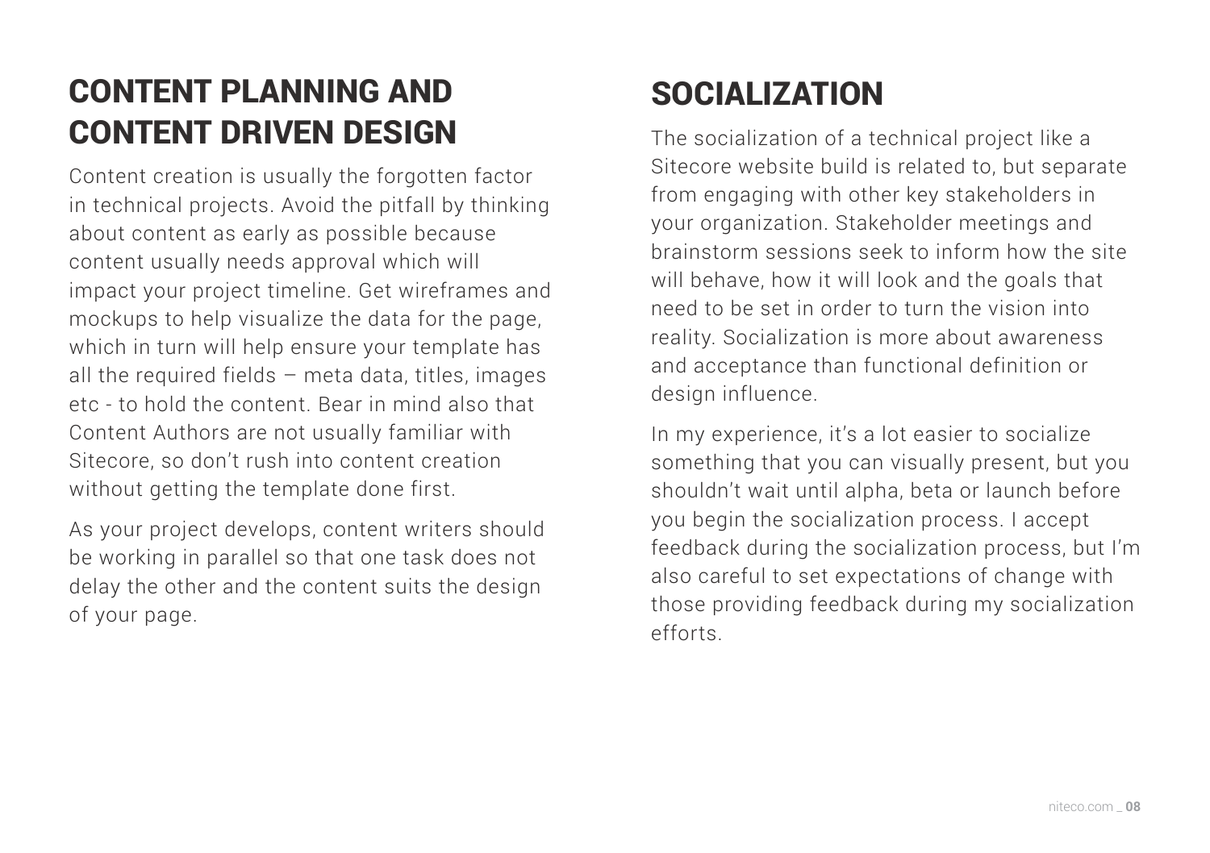## CONTENT PLANNING AND CONTENT DRIVEN DESIGN

Content creation is usually the forgotten factor in technical projects. Avoid the pitfall by thinking about content as early as possible because content usually needs approval which will impact your project timeline. Get wireframes and mockups to help visualize the data for the page, which in turn will help ensure your template has all the required fields – meta data, titles, images etc - to hold the content. Bear in mind also that Content Authors are not usually familiar with Sitecore, so don't rush into content creation without getting the template done first.

As your project develops, content writers should be working in parallel so that one task does not delay the other and the content suits the design of your page.

## SOCIALIZATION

The socialization of a technical project like a Sitecore website build is related to, but separate from engaging with other key stakeholders in your organization. Stakeholder meetings and brainstorm sessions seek to inform how the site will behave, how it will look and the goals that need to be set in order to turn the vision into reality. Socialization is more about awareness and acceptance than functional definition or design influence.

In my experience, it's a lot easier to socialize something that you can visually present, but you shouldn't wait until alpha, beta or launch before you begin the socialization process. I accept feedback during the socialization process, but I'm also careful to set expectations of change with those providing feedback during my socialization efforts.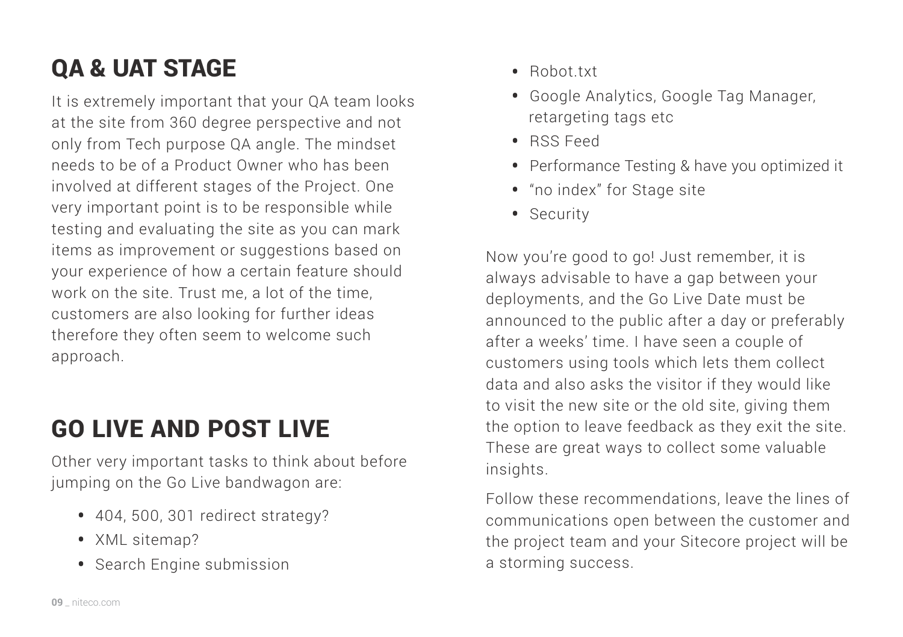## QA & UAT STAGE

It is extremely important that your QA team looks at the site from 360 degree perspective and not only from Tech purpose QA angle. The mindset needs to be of a Product Owner who has been involved at different stages of the Project. One very important point is to be responsible while testing and evaluating the site as you can mark items as improvement or suggestions based on your experience of how a certain feature should work on the site. Trust me, a lot of the time, customers are also looking for further ideas therefore they often seem to welcome such approach.

## GO LIVE AND POST LIVE

Other very important tasks to think about before jumping on the Go Live bandwagon are:

- 404, 500, 301 redirect strategy?
- XML sitemap?
- Search Engine submission
- Robot.txt
- Google Analytics, Google Tag Manager, retargeting tags etc
- RSS Feed
- Performance Testing & have you optimized it
- "no index" for Stage site
- Security

Now you're good to go! Just remember, it is always advisable to have a gap between your deployments, and the Go Live Date must be announced to the public after a day or preferably after a weeks' time. I have seen a couple of customers using tools which lets them collect data and also asks the visitor if they would like to visit the new site or the old site, giving them the option to leave feedback as they exit the site. These are great ways to collect some valuable insights.

Follow these recommendations, leave the lines of communications open between the customer and the project team and your Sitecore project will be a storming success.